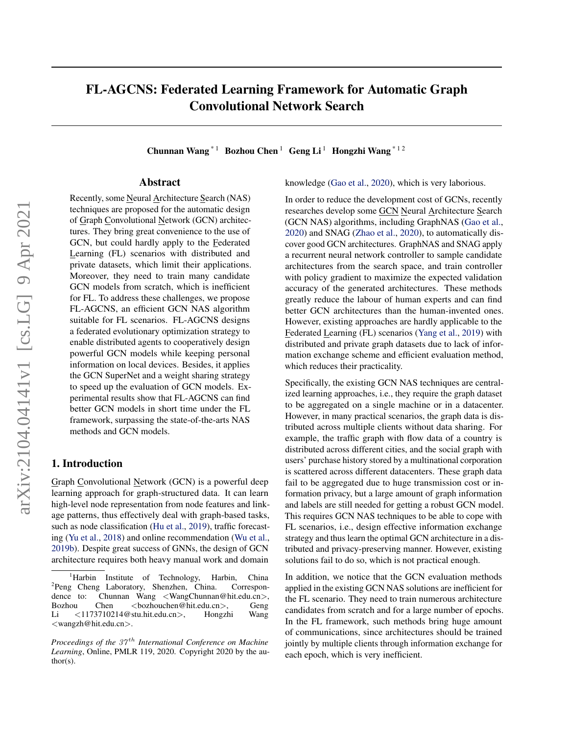# FL-AGCNS: Federated Learning Framework for Automatic Graph Convolutional Network Search

**Chunnan Wang** [*1] **Bozhou Chen** [1] **Geng Li** [1] **Hongzhi Wang** [*1 2]

## Abstract

Recently, some Neural Architecture Search (NAS) techniques are proposed for the automatic design of Graph Convolutional Network (GCN) architectures. They bring great convenience to the use of GCN, but could hardly apply to the Federated Learning (FL) scenarios with distributed and private datasets, which limit their applications. Moreover, they need to train many candidate GCN models from scratch, which is inefficient for FL. To address these challenges, we propose FL-AGCNS, an efficient GCN NAS algorithm suitable for FL scenarios. FL-AGCNS designs a federated evolutionary optimization strategy to enable distributed agents to cooperatively design powerful GCN models while keeping personal information on local devices. Besides, it applies the GCN SuperNet and a weight sharing strategy to speed up the evaluation of GCN models. Experimental results show that FL-AGCNS can find better GCN models in short time under the FL framework, surpassing the state-of-the-arts NAS methods and GCN models.

## 1. Introduction

Graph Convolutional Network (GCN) is a powerful deep learning approach for graph-structured data. It can learn high-level node representation from node features and linkage patterns, thus effectively deal with graph-based tasks, such as node classification (Hu et al., 2019), traffic forecasting (Yu et al., 2018) and online recommendation (Wu et al., 2019b). Despite great success of GNNs, the design of GCN architecture requires both heavy manual work and domain knowledge (Gao et al., 2020), which is very laborious.

In order to reduce the development cost of GCNs, recently researches develop some GCN Neural Architecture Search (GCN NAS) algorithms, including GraphNAS (Gao et al., 2020) and SNAG (Zhao et al., 2020), to automatically discover good GCN architectures. GraphNAS and SNAG apply a recurrent neural network controller to sample candidate architectures from the search space, and train controller with policy gradient to maximize the expected validation accuracy of the generated architectures. These methods greatly reduce the labour of human experts and can find better GCN architectures than the human-invented ones. However, existing approaches are hardly applicable to the Federated Learning (FL) scenarios (Yang et al., 2019) with distributed and private graph datasets due to lack of information exchange scheme and efficient evaluation method, which reduces their practicality.

Specifically, the existing GCN NAS techniques are centralized learning approaches, i.e., they require the graph dataset to be aggregated on a single machine or in a datacenter. However, in many practical scenarios, the graph data is distributed across multiple clients without data sharing. For example, the traffic graph with flow data of a country is distributed across different cities, and the social graph with users' purchase history stored by a multinational corporation is scattered across different datacenters. These graph data fail to be aggregated due to huge transmission cost or information privacy, but a large amount of graph information and labels are still needed for getting a robust GCN model. This requires GCN NAS techniques to be able to cope with FL scenarios, i.e., design effective information exchange strategy and thus learn the optimal GCN architecture in a distributed and privacy-preserving manner. However, existing solutions fail to do so, which is not practical enough.

In addition, we notice that the GCN evaluation methods applied in the existing GCN NAS solutions are inefficient for the FL scenario. They need to train numerous architecture candidates from scratch and for a large number of epochs. In the FL framework, such methods bring huge amount of communications, since architectures should be trained jointly by multiple clients through information exchange for each epoch, which is very inefficient.

---

[1]Harbin Institute of Technology, Harbin, China [2]Peng Cheng Laboratory, Shenzhen, China. Correspondence to: Chunnan Wang <WangChunnan@hit.edu.cn>, Bozhou Chen <bozhouchen@hit.edu.cn>, Geng Li <1173710214@stu.hit.edu.cn>, Hongzhi Wang <wangzh@hit.edu.cn>.

*Proceedings of the 37th International Conference on Machine Learning*, Online, PMLR 119, 2020. Copyright 2020 by the author(s).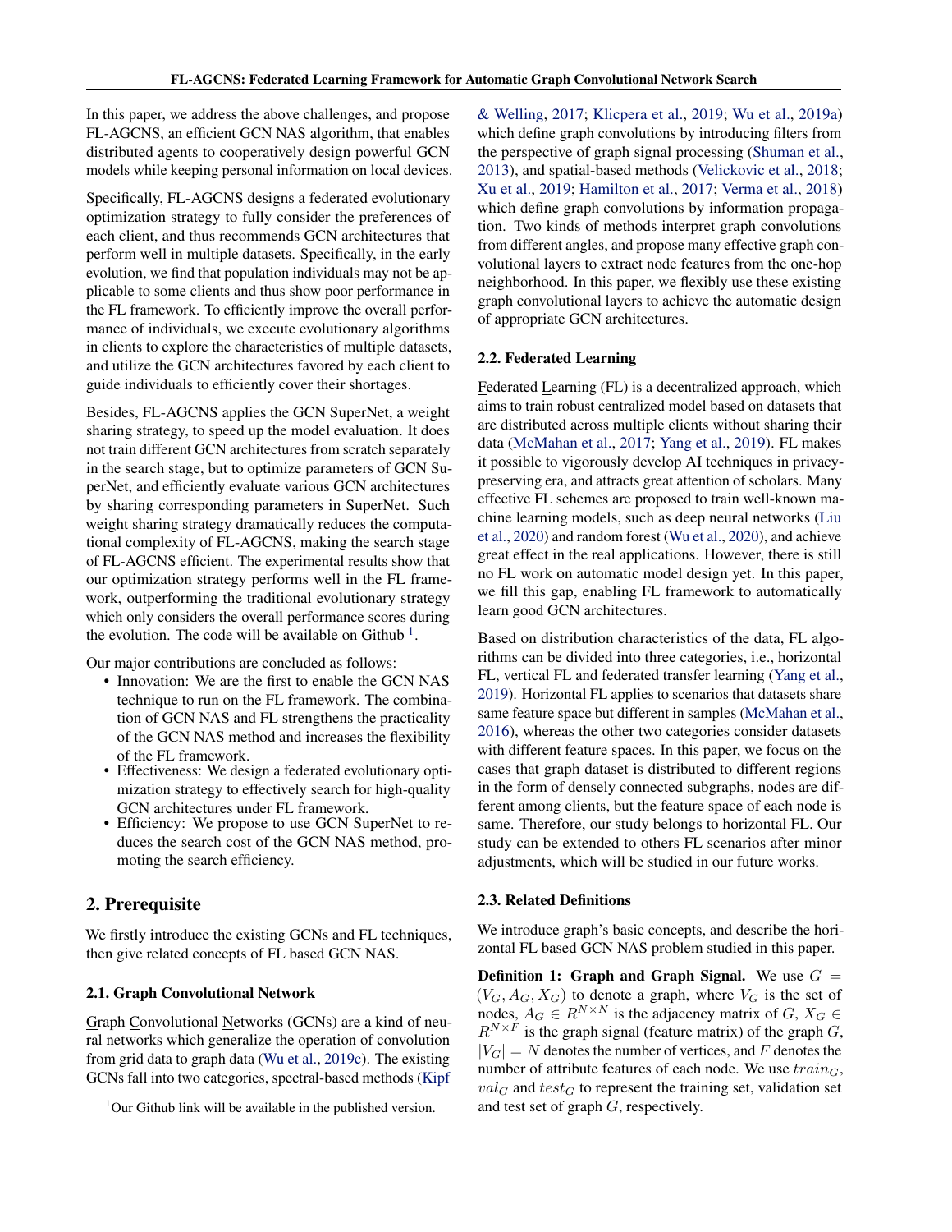In this paper, we address the above challenges, and propose FL-AGCNS, an efficient GCN NAS algorithm, that enables distributed agents to cooperatively design powerful GCN models while keeping personal information on local devices.

Specifically, FL-AGCNS designs a federated evolutionary optimization strategy to fully consider the preferences of each client, and thus recommends GCN architectures that perform well in multiple datasets. Specifically, in the early evolution, we find that population individuals may not be applicable to some clients and thus show poor performance in the FL framework. To efficiently improve the overall performance of individuals, we execute evolutionary algorithms in clients to explore the characteristics of multiple datasets, and utilize the GCN architectures favored by each client to guide individuals to efficiently cover their shortages.

Besides, FL-AGCNS applies the GCN SuperNet, a weight sharing strategy, to speed up the model evaluation. It does not train different GCN architectures from scratch separately in the search stage, but to optimize parameters of GCN SuperNet, and efficiently evaluate various GCN architectures by sharing corresponding parameters in SuperNet. Such weight sharing strategy dramatically reduces the computational complexity of FL-AGCNS, making the search stage of FL-AGCNS efficient. The experimental results show that our optimization strategy performs well in the FL framework, outperforming the traditional evolutionary strategy which only considers the overall performance scores during the evolution. The code will be available on Github [1].

Our major contributions are concluded as follows:

- Innovation: We are the first to enable the GCN NAS technique to run on the FL framework. The combination of GCN NAS and FL strengthens the practicality of the GCN NAS method and increases the flexibility of the FL framework.
- Effectiveness: We design a federated evolutionary optimization strategy to effectively search for high-quality GCN architectures under FL framework.
- Efficiency: We propose to use GCN SuperNet to reduces the search cost of the GCN NAS method, promoting the search efficiency.

## 2. Prerequisite

We firstly introduce the existing GCNs and FL techniques, then give related concepts of FL based GCN NAS.

### 2.1. Graph Convolutional Network

Graph Convolutional Networks (GCNs) are a kind of neural networks which generalize the operation of convolution from grid data to graph data (Wu et al., 2019c). The existing GCNs fall into two categories, spectral-based methods (Kipf & Welling, 2017; Klicpera et al., 2019; Wu et al., 2019a) which define graph convolutions by introducing filters from the perspective of graph signal processing (Shuman et al., 2013), and spatial-based methods (Velickovic et al., 2018; Xu et al., 2019; Hamilton et al., 2017; Verma et al., 2018) which define graph convolutions by information propagation. Two kinds of methods interpret graph convolutions from different angles, and propose many effective graph convolutional layers to extract node features from the one-hop neighborhood. In this paper, we flexibly use these existing graph convolutional layers to achieve the automatic design of appropriate GCN architectures.

### 2.2. Federated Learning

Federated Learning (FL) is a decentralized approach, which aims to train robust centralized model based on datasets that are distributed across multiple clients without sharing their data (McMahan et al., 2017; Yang et al., 2019). FL makes it possible to vigorously develop AI techniques in privacy-preserving era, and attracts great attention of scholars. Many effective FL schemes are proposed to train well-known machine learning models, such as deep neural networks (Liu et al., 2020) and random forest (Wu et al., 2020), and achieve great effect in the real applications. However, there is still no FL work on automatic model design yet. In this paper, we fill this gap, enabling FL framework to automatically learn good GCN architectures.

Based on distribution characteristics of the data, FL algorithms can be divided into three categories, i.e., horizontal FL, vertical FL and federated transfer learning (Yang et al., 2019). Horizontal FL applies to scenarios that datasets share same feature space but different in samples (McMahan et al., 2016), whereas the other two categories consider datasets with different feature spaces. In this paper, we focus on the cases that graph dataset is distributed to different regions in the form of densely connected subgraphs, nodes are different among clients, but the feature space of each node is same. Therefore, our study belongs to horizontal FL. Our study can be extended to others FL scenarios after minor adjustments, which will be studied in our future works.

### 2.3. Related Definitions

We introduce graph's basic concepts, and describe the horizontal FL based GCN NAS problem studied in this paper.

**Definition 1: Graph and Graph Signal.** We use $G = (V_G, A_G, X_G)$ to denote a graph, where $V_G$ is the set of nodes, $A_G \in R^{N \times N}$ is the adjacency matrix of $G$, $X_G \in R^{N \times F}$ is the graph signal (feature matrix) of the graph $G$, $|V_G| = N$ denotes the number of vertices, and $F$ denotes the number of attribute features of each node. We use $train_G$, $val_G$ and $test_G$ to represent the training set, validation set and test set of graph $G$, respectively.

[1] Our Github link will be available in the published version.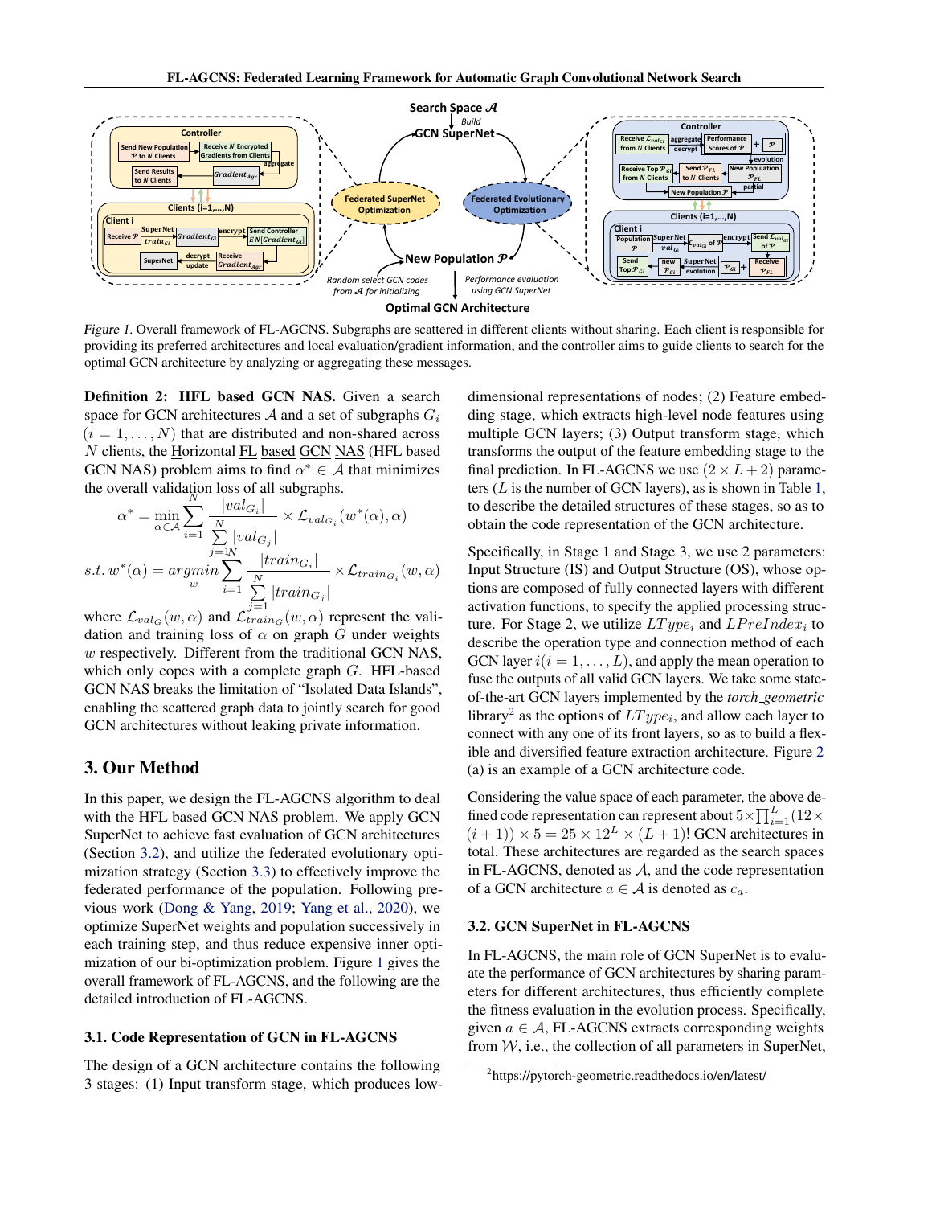Figure 1. Overall framework of FL-AGCNS. Subgraphs are scattered in different clients without sharing. Each client is responsible for providing its preferred architectures and local evaluation/gradient information, and the controller aims to guide clients to search for the optimal GCN architecture by analyzing or aggregating these messages.

**Definition 2: HFL based GCN NAS.** Given a search space for GCN architectures $\mathcal{A}$ and a set of subgraphs $G_i$ $(i = 1, \dots, N)$ that are distributed and non-shared across $N$ clients, the Horizontal FL based GCN NAS (HFL based GCN NAS) problem aims to find $\alpha^* \in \mathcal{A}$ that minimizes the overall validation loss of all subgraphs.

$$\alpha^* = \min_{\alpha \in \mathcal{A}} \sum_{i=1}^{N} \frac{|val_{G_i}|}{\sum_{j=1}^{N} |val_{G_j}|} \times \mathcal{L}_{val_{G_i}}(w^*(\alpha), \alpha)$$

$$s.t.\ w^*(\alpha) = \underset{w}{argmin} \sum_{i=1}^{N} \frac{|train_{G_i}|}{\sum_{j=1}^{N} |train_{G_j}|} \times \mathcal{L}_{train_{G_i}}(w, \alpha)$$

where $\mathcal{L}_{val_G}(w, \alpha)$ and $\mathcal{L}_{train_G}(w, \alpha)$ represent the validation and training loss of $\alpha$ on graph $G$ under weights $w$ respectively. Different from the traditional GCN NAS, which only copes with a complete graph $G$. HFL-based GCN NAS breaks the limitation of "Isolated Data Islands", enabling the scattered graph data to jointly search for good GCN architectures without leaking private information.

## 3. Our Method

In this paper, we design the FL-AGCNS algorithm to deal with the HFL based GCN NAS problem. We apply GCN SuperNet to achieve fast evaluation of GCN architectures (Section 3.2), and utilize the federated evolutionary optimization strategy (Section 3.3) to effectively improve the federated performance of the population. Following previous work (Dong & Yang, 2019; Yang et al., 2020), we optimize SuperNet weights and population successively in each training step, and thus reduce expensive inner optimization of our bi-optimization problem. Figure 1 gives the overall framework of FL-AGCNS, and the following are the detailed introduction of FL-AGCNS.

### 3.1. Code Representation of GCN in FL-AGCNS

The design of a GCN architecture contains the following 3 stages: (1) Input transform stage, which produces low-dimensional representations of nodes; (2) Feature embedding stage, which extracts high-level node features using multiple GCN layers; (3) Output transform stage, which transforms the output of the feature embedding stage to the final prediction. In FL-AGCNS we use $(2 \times L + 2)$ parameters ($L$ is the number of GCN layers), as is shown in Table 1, to describe the detailed structures of these stages, so as to obtain the code representation of the GCN architecture.

Specifically, in Stage 1 and Stage 3, we use 2 parameters: Input Structure (IS) and Output Structure (OS), whose options are composed of fully connected layers with different activation functions, to specify the applied processing structure. For Stage 2, we utilize $LType_i$ and $LPreIndex_i$ to describe the operation type and connection method of each GCN layer $i (i = 1, \dots, L)$, and apply the mean operation to fuse the outputs of all valid GCN layers. We take some state-of-the-art GCN layers implemented by the *torch_geometric* library[2] as the options of $LType_i$, and allow each layer to connect with any one of its front layers, so as to build a flexible and diversified feature extraction architecture. Figure 2 (a) is an example of a GCN architecture code.

Considering the value space of each parameter, the above defined code representation can represent about $5 \times \prod_{i=1}^{L} (12 \times (i+1)) \times 5 = 25 \times 12^L \times (L+1)!$ GCN architectures in total. These architectures are regarded as the search spaces in FL-AGCNS, denoted as $\mathcal{A}$, and the code representation of a GCN architecture $a \in \mathcal{A}$ is denoted as $c_a$.

### 3.2. GCN SuperNet in FL-AGCNS

In FL-AGCNS, the main role of GCN SuperNet is to evaluate the performance of GCN architectures by sharing parameters for different architectures, thus efficiently complete the fitness evaluation in the evolution process. Specifically, given $a \in \mathcal{A}$, FL-AGCNS extracts corresponding weights from $\mathcal{W}$, i.e., the collection of all parameters in SuperNet,

[2] https://pytorch-geometric.readthedocs.io/en/latest/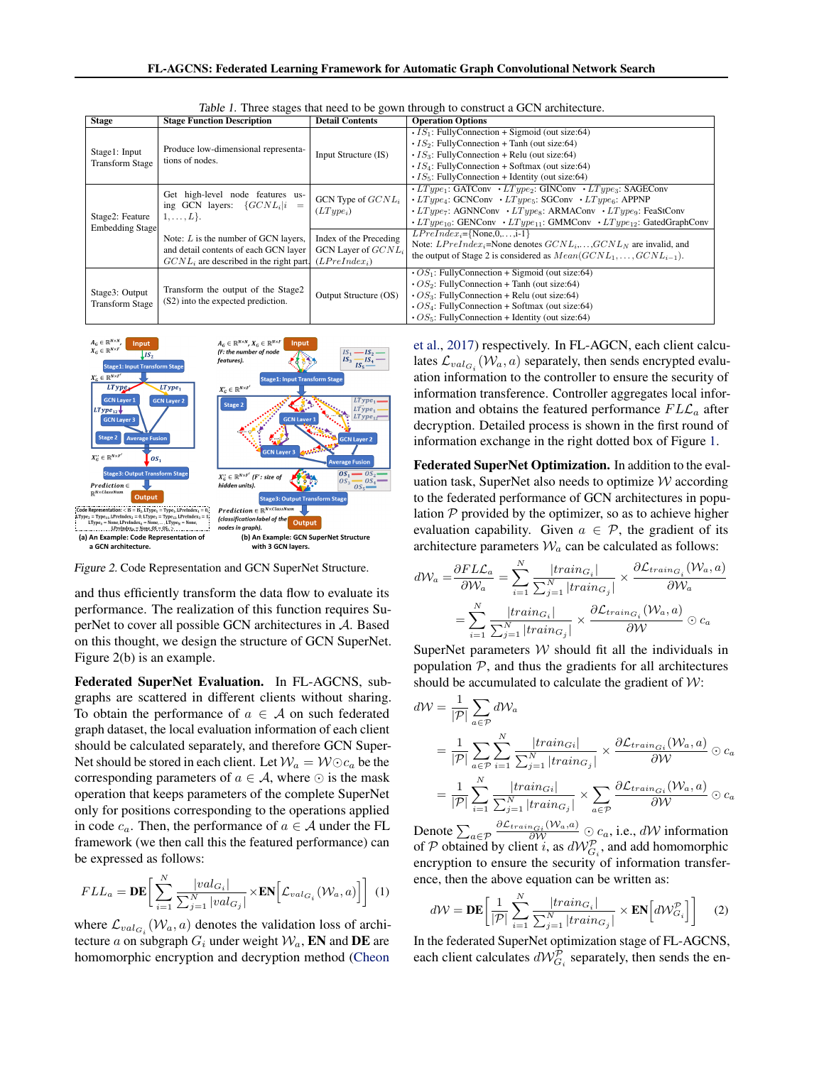Table 1. Three stages that need to be gown through to construct a GCN architecture.

| Stage | Stage Function Description | Detail Contents | Operation Options |
|---|---|---|---|
| Stage1: Input Transform Stage | Produce low-dimensional representations of nodes. | Input Structure (IS) | • $IS_1$: FullyConnection + Sigmoid (out size:64) • $IS_2$: FullyConnection + Tanh (out size:64) • $IS_3$: FullyConnection + Relu (out size:64) • $IS_4$: FullyConnection + Softmax (out size:64) • $IS_5$: FullyConnection + Identity (out size:64) |
| Stage2: Feature Embedding Stage | Get high-level node features using GCN layers: $\{GCNL_i \| i = 1, \ldots, L\}$. | GCN Type of $GCNL_i$ ($LType_i$) | • $LType_1$: GATConv • $LType_2$: GINConv • $LType_3$: SAGEConv • $LType_4$: GCNConv • $LType_5$: SGConv • $LType_6$: APPNP • $LType_7$: AGNNConv • $LType_8$: ARMAConv • $LType_9$: FeaStConv • $LType_{10}$: GENConv • $LType_{11}$: GMMConv • $LType_{12}$: GatedGraphConv |
| | Note: $L$ is the number of GCN layers, and detail contents of each GCN layer $GCNL_i$ are described in the right part. | Index of the Preceding GCN Layer of $GCNL_i$ ($LPreIndex_i$) | $LPreIndex_i$={None,0,…,i-1} Note: $LPreIndex_i$=None denotes $GCNL_i$,…,$GCNL_N$ are invalid, and the output of Stage 2 is considered as $Mean(GCNL_1, \ldots, GCNL_{i-1})$. |
| Stage3: Output Transform Stage | Transform the output of the Stage2 (S2) into the expected prediction. | Output Structure (OS) | • $OS_1$: FullyConnection + Sigmoid (out size:64) • $OS_2$: FullyConnection + Tanh (out size:64) • $OS_3$: FullyConnection + Relu (out size:64) • $OS_4$: FullyConnection + Softmax (out size:64) • $OS_5$: FullyConnection + Identity (out size:64) |

(a) An Example: Code Representation of a GCN architecture. (b) An Example: GCN SuperNet Structure with 3 GCN layers.

Figure 2. Code Representation and GCN SuperNet Structure.

and thus efficiently transform the data flow to evaluate its performance. The realization of this function requires SuperNet to cover all possible GCN architectures in $\mathcal{A}$. Based on this thought, we design the structure of GCN SuperNet. Figure 2(b) is an example.

**Federated SuperNet Evaluation.** In FL-AGCNS, subgraphs are scattered in different clients without sharing. To obtain the performance of $a \in \mathcal{A}$ on such federated graph dataset, the local evaluation information of each client should be calculated separately, and therefore GCN SuperNet should be stored in each client. Let $\mathcal{W}_a = \mathcal{W} \odot c_a$ be the corresponding parameters of $a \in \mathcal{A}$, where $\odot$ is the mask operation that keeps parameters of the complete SuperNet only for positions corresponding to the operations applied in code $c_a$. Then, the performance of $a \in \mathcal{A}$ under the FL framework (we then call this the featured performance) can be expressed as follows:

$$FLL_a = \textbf{DE}\left[\sum_{i=1}^{N} \frac{|val_{G_i}|}{\sum_{j=1}^{N}|val_{G_j}|} \times \textbf{EN}\left[\mathcal{L}_{val_{G_i}}(\mathcal{W}_a, a)\right]\right] \quad (1)$$

where $\mathcal{L}_{val_{G_i}}(\mathcal{W}_a, a)$ denotes the validation loss of architecture $a$ on subgraph $G_i$ under weight $\mathcal{W}_a$, **EN** and **DE** are homomorphic encryption and decryption method (Cheon et al., 2017) respectively. In FL-AGCN, each client calculates $\mathcal{L}_{val_{G_i}}(\mathcal{W}_a, a)$ separately, then sends encrypted evaluation information to the controller to ensure the security of information transference. Controller aggregates local information and obtains the featured performance $FLL_a$ after decryption. Detailed process is shown in the first round of information exchange in the right dotted box of Figure 1.

**Federated SuperNet Optimization.** In addition to the evaluation task, SuperNet also needs to optimize $\mathcal{W}$ according to the federated performance of GCN architectures in population $\mathcal{P}$ provided by the optimizer, so as to achieve higher evaluation capability. Given $a \in \mathcal{P}$, the gradient of its architecture parameters $\mathcal{W}_a$ can be calculated as follows:

$$\begin{aligned} d\mathcal{W}_a &= \frac{\partial FL\mathcal{L}_a}{\partial \mathcal{W}_a} = \sum_{i=1}^{N} \frac{|train_{G_i}|}{\sum_{j=1}^{N}|train_{G_j}|} \times \frac{\partial \mathcal{L}_{train_{G_i}}(\mathcal{W}_a, a)}{\partial \mathcal{W}_a} \\ &= \sum_{i=1}^{N} \frac{|train_{G_i}|}{\sum_{j=1}^{N}|train_{G_j}|} \times \frac{\partial \mathcal{L}_{train_{G_i}}(\mathcal{W}_a, a)}{\partial \mathcal{W}} \odot c_a \end{aligned}$$

SuperNet parameters $\mathcal{W}$ should fit all the individuals in population $\mathcal{P}$, and thus the gradients for all architectures should be accumulated to calculate the gradient of $\mathcal{W}$:

$$\begin{aligned} d\mathcal{W} &= \frac{1}{|\mathcal{P}|}\sum_{a\in\mathcal{P}} d\mathcal{W}_a \\ &= \frac{1}{|\mathcal{P}|}\sum_{a\in\mathcal{P}}\sum_{i=1}^{N} \frac{|train_{G_i}|}{\sum_{j=1}^{N}|train_{G_j}|} \times \frac{\partial \mathcal{L}_{train_{G_i}}(\mathcal{W}_a, a)}{\partial \mathcal{W}} \odot c_a \\ &= \frac{1}{|\mathcal{P}|}\sum_{i=1}^{N} \frac{|train_{G_i}|}{\sum_{j=1}^{N}|train_{G_j}|} \times \sum_{a\in\mathcal{P}} \frac{\partial \mathcal{L}_{train_{G_i}}(\mathcal{W}_a, a)}{\partial \mathcal{W}} \odot c_a \end{aligned}$$

Denote $\sum_{a\in\mathcal{P}} \frac{\partial \mathcal{L}_{train_{G_i}}(\mathcal{W}_a, a)}{\partial \mathcal{W}} \odot c_a$, i.e., $d\mathcal{W}$ information of $\mathcal{P}$ obtained by client $i$, as $d\mathcal{W}_{G_i}^{\mathcal{P}}$, and add homomorphic encryption to ensure the security of information transference, then the above equation can be written as:

$$d\mathcal{W} = \textbf{DE}\left[\frac{1}{|\mathcal{P}|}\sum_{i=1}^{N} \frac{|train_{G_i}|}{\sum_{j=1}^{N}|train_{G_j}|} \times \textbf{EN}\left[d\mathcal{W}_{G_i}^{\mathcal{P}}\right]\right] \quad (2)$$

In the federated SuperNet optimization stage of FL-AGCNS, each client calculates $d\mathcal{W}_{G_i}^{\mathcal{P}}$ separately, then sends the en-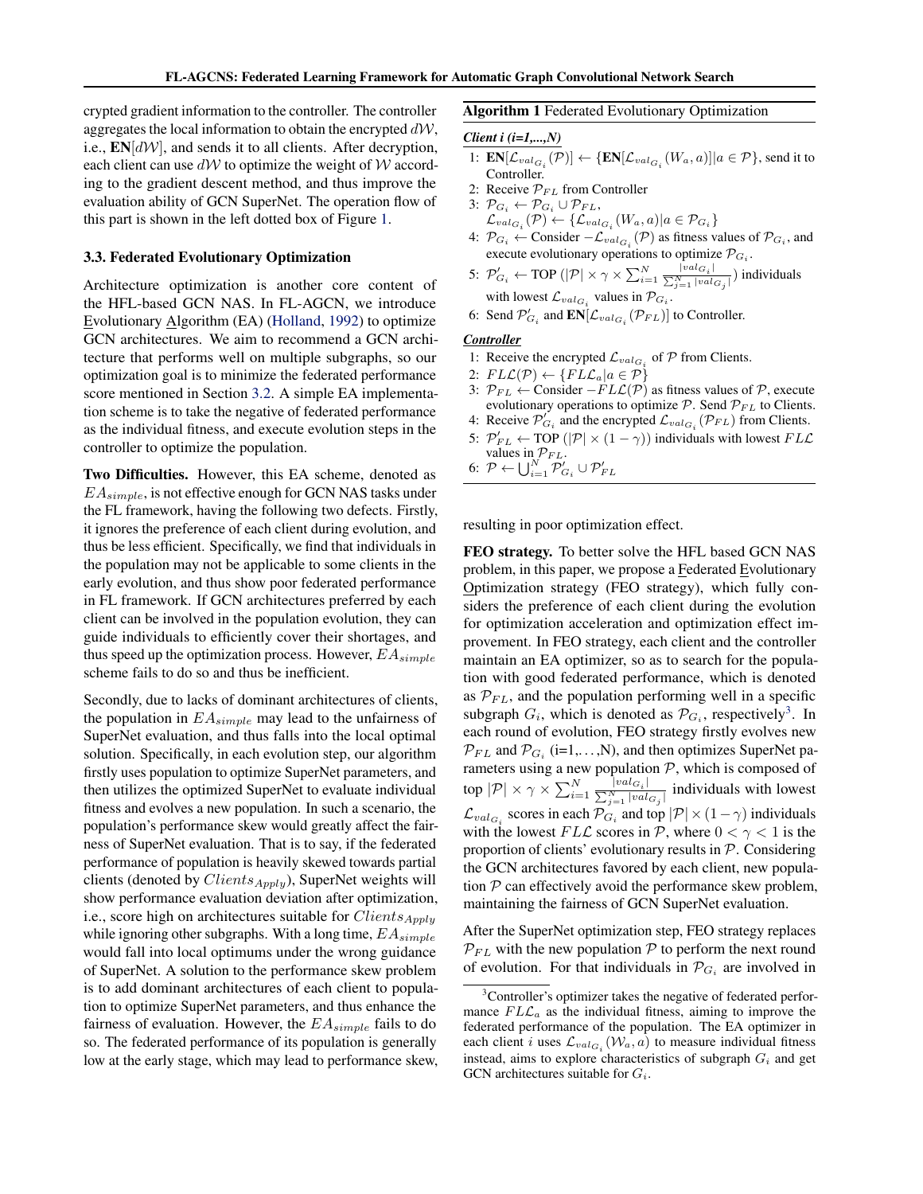crypted gradient information to the controller. The controller aggregates the local information to obtain the encrypted $d\mathcal{W}$, i.e., $\mathbf{EN}[d\mathcal{W}]$, and sends it to all clients. After decryption, each client can use $d\mathcal{W}$ to optimize the weight of $\mathcal{W}$ according to the gradient descent method, and thus improve the evaluation ability of GCN SuperNet. The operation flow of this part is shown in the left dotted box of Figure 1.

### 3.3. Federated Evolutionary Optimization

Architecture optimization is another core content of the HFL-based GCN NAS. In FL-AGCN, we introduce Evolutionary Algorithm (EA) (Holland, 1992) to optimize GCN architectures. We aim to recommend a GCN architecture that performs well on multiple subgraphs, so our optimization goal is to minimize the federated performance score mentioned in Section 3.2. A simple EA implementation scheme is to take the negative of federated performance as the individual fitness, and execute evolution steps in the controller to optimize the population.

**Two Difficulties.** However, this EA scheme, denoted as $EA_{simple}$, is not effective enough for GCN NAS tasks under the FL framework, having the following two defects. Firstly, it ignores the preference of each client during evolution, and thus be less efficient. Specifically, we find that individuals in the population may not be applicable to some clients in the early evolution, and thus show poor federated performance in FL framework. If GCN architectures preferred by each client can be involved in the population evolution, they can guide individuals to efficiently cover their shortages, and thus speed up the optimization process. However, $EA_{simple}$ scheme fails to do so and thus be inefficient.

Secondly, due to lacks of dominant architectures of clients, the population in $EA_{simple}$ may lead to the unfairness of SuperNet evaluation, and thus falls into the local optimal solution. Specifically, in each evolution step, our algorithm firstly uses population to optimize SuperNet parameters, and then utilizes the optimized SuperNet to evaluate individual fitness and evolves a new population. In such a scenario, the population's performance skew would greatly affect the fairness of SuperNet evaluation. That is to say, if the federated performance of population is heavily skewed towards partial clients (denoted by $Clients_{Apply}$), SuperNet weights will show performance evaluation deviation after optimization, i.e., score high on architectures suitable for $Clients_{Apply}$ while ignoring other subgraphs. With a long time, $EA_{simple}$ would fall into local optimums under the wrong guidance of SuperNet. A solution to the performance skew problem is to add dominant architectures of each client to population to optimize SuperNet parameters, and thus enhance the fairness of evaluation. However, the $EA_{simple}$ fails to do so. The federated performance of its population is generally low at the early stage, which may lead to performance skew, resulting in poor optimization effect.

**Algorithm 1** Federated Evolutionary Optimization

***Client i (i=1,...,N)***

1: $\mathbf{EN}[\mathcal{L}_{val_{G_i}}(\mathcal{P})] \leftarrow \{\mathbf{EN}[\mathcal{L}_{val_{G_i}}(W_a, a)] | a \in \mathcal{P}\}$, send it to Controller.
2: Receive $\mathcal{P}_{FL}$ from Controller
3: $\mathcal{P}_{G_i} \leftarrow \mathcal{P}_{G_i} \cup \mathcal{P}_{FL}$,
$\mathcal{L}_{val_{G_i}}(\mathcal{P}) \leftarrow \{\mathcal{L}_{val_{G_i}}(W_a, a) | a \in \mathcal{P}_{G_i}\}$
4: $\mathcal{P}_{G_i} \leftarrow$ Consider $-\mathcal{L}_{val_{G_i}}(\mathcal{P})$ as fitness values of $\mathcal{P}_{G_i}$, and execute evolutionary operations to optimize $\mathcal{P}_{G_i}$.
5: $\mathcal{P}'_{G_i} \leftarrow$ TOP $(|\mathcal{P}| \times \gamma \times \sum_{i=1}^{N} \frac{|val_{G_i}|}{\sum_{j=1}^{N} |val_{G_j}|})$ individuals with lowest $\mathcal{L}_{val_{G_i}}$ values in $\mathcal{P}_{G_i}$.
6: Send $\mathcal{P}'_{G_i}$ and $\mathbf{EN}[\mathcal{L}_{val_{G_i}}(\mathcal{P}_{FL})]$ to Controller.

***Controller***

1: Receive the encrypted $\mathcal{L}_{val_{G_i}}$ of $\mathcal{P}$ from Clients.
2: $FL\mathcal{L}(\mathcal{P}) \leftarrow \{FL\mathcal{L}_a | a \in \mathcal{P}\}$
3: $\mathcal{P}_{FL} \leftarrow$ Consider $-FL\mathcal{L}(\mathcal{P})$ as fitness values of $\mathcal{P}$, execute evolutionary operations to optimize $\mathcal{P}$. Send $\mathcal{P}_{FL}$ to Clients.
4: Receive $\mathcal{P}'_{G_i}$ and the encrypted $\mathcal{L}_{val_{G_i}}(\mathcal{P}_{FL})$ from Clients.
5: $\mathcal{P}'_{FL} \leftarrow$ TOP $(|\mathcal{P}| \times (1-\gamma))$ individuals with lowest $FL\mathcal{L}$ values in $\mathcal{P}_{FL}$.
6: $\mathcal{P} \leftarrow \bigcup_{i=1}^{N} \mathcal{P}'_{G_i} \cup \mathcal{P}'_{FL}$

**FEO strategy.** To better solve the HFL based GCN NAS problem, in this paper, we propose a Federated Evolutionary Optimization strategy (FEO strategy), which fully considers the preference of each client during the evolution for optimization acceleration and optimization effect improvement. In FEO strategy, each client and the controller maintain an EA optimizer, so as to search for the population with good federated performance, which is denoted as $\mathcal{P}_{FL}$, and the population performing well in a specific subgraph $G_i$, which is denoted as $\mathcal{P}_{G_i}$, respectively[3]. In each round of evolution, FEO strategy firstly evolves new $\mathcal{P}_{FL}$ and $\mathcal{P}_{G_i}$ (i=1,...,N), and then optimizes SuperNet parameters using a new population $\mathcal{P}$, which is composed of top $|\mathcal{P}| \times \gamma \times \sum_{i=1}^{N} \frac{|val_{G_i}|}{\sum_{j=1}^{N} |val_{G_j}|}$ individuals with lowest $\mathcal{L}_{val_{G_i}}$ scores in each $\mathcal{P}_{G_i}$ and top $|\mathcal{P}| \times (1-\gamma)$ individuals with the lowest $FL\mathcal{L}$ scores in $\mathcal{P}$, where $0 < \gamma < 1$ is the proportion of clients' evolutionary results in $\mathcal{P}$. Considering the GCN architectures favored by each client, new population $\mathcal{P}$ can effectively avoid the performance skew problem, maintaining the fairness of GCN SuperNet evaluation.

After the SuperNet optimization step, FEO strategy replaces $\mathcal{P}_{FL}$ with the new population $\mathcal{P}$ to perform the next round of evolution. For that individuals in $\mathcal{P}_{G_i}$ are involved in

[3] Controller's optimizer takes the negative of federated performance $FL\mathcal{L}_a$ as the individual fitness, aiming to improve the federated performance of the population. The EA optimizer in each client $i$ uses $\mathcal{L}_{val_{G_i}}(\mathcal{W}_a, a)$ to measure individual fitness instead, aims to explore characteristics of subgraph $G_i$ and get GCN architectures suitable for $G_i$.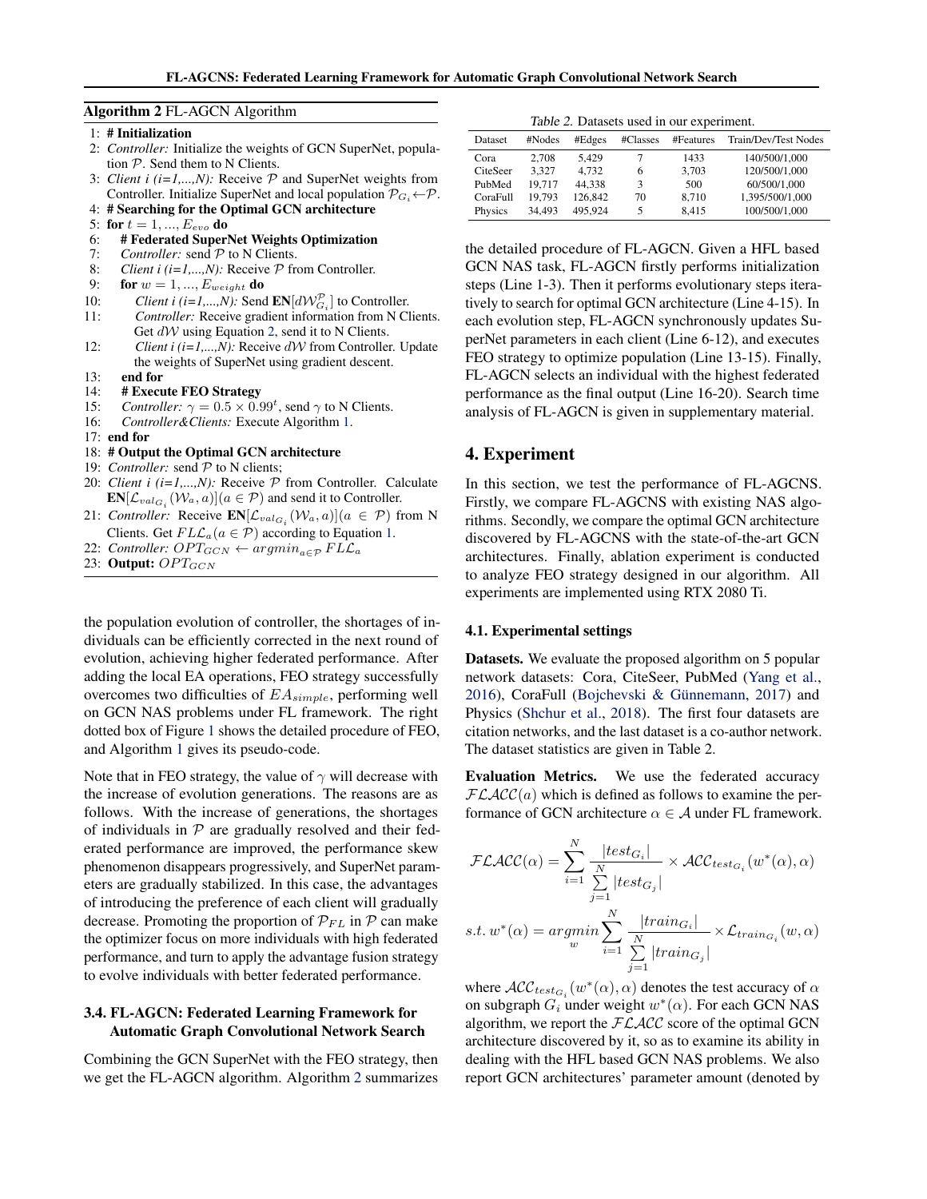**Algorithm 2** FL-AGCN Algorithm

1: **# Initialization**
2: *Controller:* Initialize the weights of GCN SuperNet, population $\mathcal{P}$. Send them to N Clients.
3: *Client i (i=1,...,N):* Receive $\mathcal{P}$ and SuperNet weights from Controller. Initialize SuperNet and local population $\mathcal{P}_{G_i} \leftarrow \mathcal{P}$.
4: **# Searching for the Optimal GCN architecture**
5: **for** $t = 1, ..., E_{evo}$ **do**
6: &nbsp;&nbsp;&nbsp;&nbsp;**# Federated SuperNet Weights Optimization**
7: &nbsp;&nbsp;&nbsp;&nbsp;*Controller:* send $\mathcal{P}$ to N Clients.
8: &nbsp;&nbsp;&nbsp;&nbsp;*Client i (i=1,...,N):* Receive $\mathcal{P}$ from Controller.
9: &nbsp;&nbsp;&nbsp;&nbsp;**for** $w = 1, ..., E_{weight}$ **do**
10: &nbsp;&nbsp;&nbsp;&nbsp;&nbsp;&nbsp;&nbsp;&nbsp;*Client i (i=1,...,N):* Send $\mathbf{EN}[d\mathcal{W}^{\mathcal{P}}_{G_i}]$ to Controller.
11: &nbsp;&nbsp;&nbsp;&nbsp;&nbsp;&nbsp;&nbsp;&nbsp;*Controller:* Receive gradient information from N Clients. Get $d\mathcal{W}$ using Equation 2, send it to N Clients.
12: &nbsp;&nbsp;&nbsp;&nbsp;&nbsp;&nbsp;&nbsp;&nbsp;*Client i (i=1,...,N):* Receive $d\mathcal{W}$ from Controller. Update the weights of SuperNet using gradient descent.
13: &nbsp;&nbsp;&nbsp;&nbsp;**end for**
14: &nbsp;&nbsp;&nbsp;&nbsp;**# Execute FEO Strategy**
15: &nbsp;&nbsp;&nbsp;&nbsp;*Controller:* $\gamma = 0.5 \times 0.99^t$, send $\gamma$ to N Clients.
16: &nbsp;&nbsp;&nbsp;&nbsp;*Controller&Clients:* Execute Algorithm 1.
17: **end for**
18: **# Output the Optimal GCN architecture**
19: *Controller:* send $\mathcal{P}$ to N clients;
20: *Client i (i=1,...,N):* Receive $\mathcal{P}$ from Controller. Calculate $\mathbf{EN}[\mathcal{L}_{val_{G_i}}(\mathcal{W}_a, a)](a \in \mathcal{P})$ and send it to Controller.
21: *Controller:* Receive $\mathbf{EN}[\mathcal{L}_{val_{G_i}}(\mathcal{W}_a, a)](a \in \mathcal{P})$ from N Clients. Get $FL\mathcal{L}_a (a \in \mathcal{P})$ according to Equation 1.
22: *Controller:* $OPT_{GCN} \leftarrow argmin_{a \in \mathcal{P}} FL\mathcal{L}_a$
23: **Output:** $OPT_{GCN}$

the population evolution of controller, the shortages of individuals can be efficiently corrected in the next round of evolution, achieving higher federated performance. After adding the local EA operations, FEO strategy successfully overcomes two difficulties of $EA_{simple}$, performing well on GCN NAS problems under FL framework. The right dotted box of Figure 1 shows the detailed procedure of FEO, and Algorithm 1 gives its pseudo-code.

Note that in FEO strategy, the value of $\gamma$ will decrease with the increase of evolution generations. The reasons are as follows. With the increase of generations, the shortages of individuals in $\mathcal{P}$ are gradually resolved and their federated performance are improved, the performance skew phenomenon disappears progressively, and SuperNet parameters are gradually stabilized. In this case, the advantages of introducing the preference of each client will gradually decrease. Promoting the proportion of $\mathcal{P}_{FL}$ in $\mathcal{P}$ can make the optimizer focus on more individuals with high federated performance, and turn to apply the advantage fusion strategy to evolve individuals with better federated performance.

### 3.4. FL-AGCN: Federated Learning Framework for Automatic Graph Convolutional Network Search

Combining the GCN SuperNet with the FEO strategy, then we get the FL-AGCN algorithm. Algorithm 2 summarizes the detailed procedure of FL-AGCN. Given a HFL based GCN NAS task, FL-AGCN firstly performs initialization steps (Line 1-3). Then it performs evolutionary steps iteratively to search for optimal GCN architecture (Line 4-15). In each evolution step, FL-AGCN synchronously updates SuperNet parameters in each client (Line 6-12), and executes FEO strategy to optimize population (Line 13-15). Finally, FL-AGCN selects an individual with the highest federated performance as the final output (Line 16-20). Search time analysis of FL-AGCN is given in supplementary material.

*Table 2.* Datasets used in our experiment.

| Dataset | #Nodes | #Edges | #Classes | #Features | Train/Dev/Test Nodes |
|---|---|---|---|---|---|
| Cora | 2,708 | 5,429 | 7 | 1433 | 140/500/1,000 |
| CiteSeer | 3,327 | 4,732 | 6 | 3,703 | 120/500/1,000 |
| PubMed | 19,717 | 44,338 | 3 | 500 | 60/500/1,000 |
| CoraFull | 19,793 | 126,842 | 70 | 8,710 | 1,395/500/1,000 |
| Physics | 34,493 | 495,924 | 5 | 8,415 | 100/500/1,000 |

## 4. Experiment

In this section, we test the performance of FL-AGCNS. Firstly, we compare FL-AGCNS with existing NAS algorithms. Secondly, we compare the optimal GCN architecture discovered by FL-AGCNS with the state-of-the-art GCN architectures. Finally, ablation experiment is conducted to analyze FEO strategy designed in our algorithm. All experiments are implemented using RTX 2080 Ti.

### 4.1. Experimental settings

**Datasets.** We evaluate the proposed algorithm on 5 popular network datasets: Cora, CiteSeer, PubMed (Yang et al., 2016), CoraFull (Bojchevski & Günnemann, 2017) and Physics (Shchur et al., 2018). The first four datasets are citation networks, and the last dataset is a co-author network. The dataset statistics are given in Table 2.

**Evaluation Metrics.** We use the federated accuracy $\mathcal{FLACC}(a)$ which is defined as follows to examine the performance of GCN architecture $\alpha \in \mathcal{A}$ under FL framework.

$$\mathcal{FLACC}(\alpha) = \sum_{i=1}^{N} \frac{|test_{G_i}|}{\sum_{j=1}^{N} |test_{G_j}|} \times \mathcal{ACC}_{test_{G_i}}(w^*(\alpha), \alpha)$$

$$s.t.\ w^*(\alpha) = \underset{w}{argmin} \sum_{i=1}^{N} \frac{|train_{G_i}|}{\sum_{j=1}^{N} |train_{G_j}|} \times \mathcal{L}_{train_{G_i}}(w, \alpha)$$

where $\mathcal{ACC}_{test_{G_i}}(w^*(\alpha), \alpha)$ denotes the test accuracy of $\alpha$ on subgraph $G_i$ under weight $w^*(\alpha)$. For each GCN NAS algorithm, we report the $\mathcal{FLACC}$ score of the optimal GCN architecture discovered by it, so as to examine its ability in dealing with the HFL based GCN NAS problems. We also report GCN architectures' parameter amount (denoted by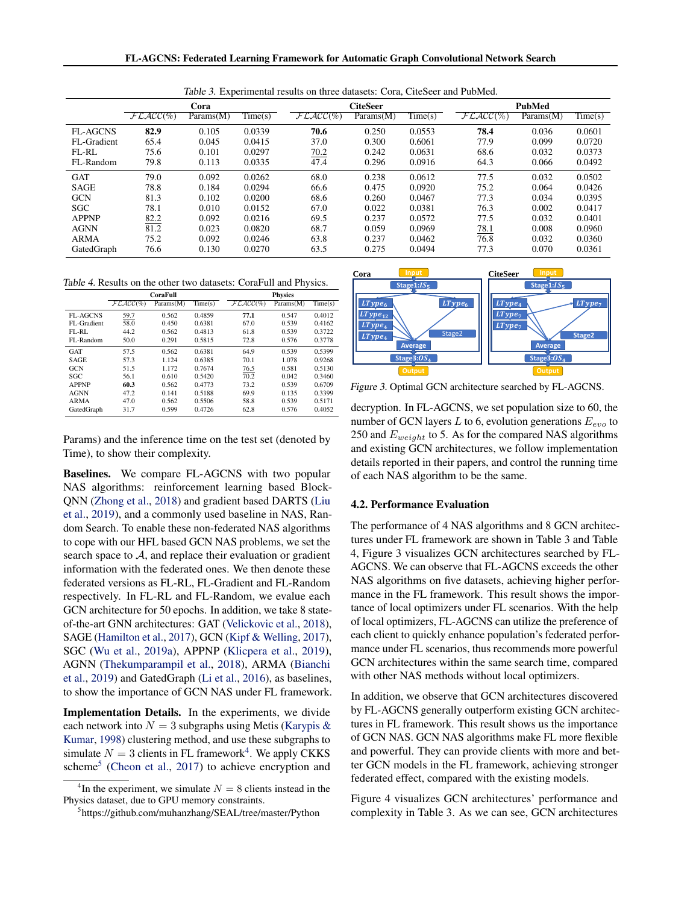Table 3. Experimental results on three datasets: Cora, CiteSeer and PubMed.

| | Cora | | | CiteSeer | | | PubMed | | |
|---|---|---|---|---|---|---|---|---|---|
| | $\mathcal{FLACC}(\%)$ | Params(M) | Time(s) | $\mathcal{FLACC}(\%)$ | Params(M) | Time(s) | $\mathcal{FLACC}(\%)$ | Params(M) | Time(s) |
| FL-AGCNS | **82.9** | 0.105 | 0.0339 | **70.6** | 0.250 | 0.0553 | **78.4** | 0.036 | 0.0601 |
| FL-Gradient | 65.4 | 0.045 | 0.0415 | 37.0 | 0.300 | 0.6061 | 77.9 | 0.099 | 0.0720 |
| FL-RL | 75.6 | 0.101 | 0.0297 | <u>70.2</u> | 0.242 | 0.0631 | 68.6 | 0.032 | 0.0373 |
| FL-Random | 79.8 | 0.113 | 0.0335 | 47.4 | 0.296 | 0.0916 | 64.3 | 0.066 | 0.0492 |
| GAT | 79.0 | 0.092 | 0.0262 | 68.0 | 0.238 | 0.0612 | 77.5 | 0.032 | 0.0502 |
| SAGE | 78.8 | 0.184 | 0.0294 | 66.6 | 0.475 | 0.0920 | 75.2 | 0.064 | 0.0426 |
| GCN | 81.3 | 0.102 | 0.0200 | 68.6 | 0.260 | 0.0467 | 77.3 | 0.034 | 0.0395 |
| SGC | 78.1 | 0.010 | 0.0152 | 67.0 | 0.022 | 0.0381 | 76.3 | 0.002 | 0.0417 |
| APPNP | <u>82.2</u> | 0.092 | 0.0216 | 69.5 | 0.237 | 0.0572 | 77.5 | 0.032 | 0.0401 |
| AGNN | 81.2 | 0.023 | 0.0820 | 68.7 | 0.059 | 0.0969 | <u>78.1</u> | 0.008 | 0.0960 |
| ARMA | 75.2 | 0.092 | 0.0246 | 63.8 | 0.237 | 0.0462 | 76.8 | 0.032 | 0.0360 |
| GatedGraph | 76.6 | 0.130 | 0.0270 | 63.5 | 0.275 | 0.0494 | 77.3 | 0.070 | 0.0361 |

Table 4. Results on the other two datasets: CoraFull and Physics.

| | CoraFull | | | Physics | | |
|---|---|---|---|---|---|---|
| | $\mathcal{FLACC}(\%)$ | Params(M) | Time(s) | $\mathcal{FLACC}(\%)$ | Params(M) | Time(s) |
| FL-AGCNS | <u>59.7</u> | 0.562 | 0.4859 | **77.1** | 0.547 | 0.4012 |
| FL-Gradient | 58.0 | 0.450 | 0.6381 | 67.0 | 0.539 | 0.4162 |
| FL-RL | 44.2 | 0.562 | 0.4813 | 61.8 | 0.539 | 0.3722 |
| FL-Random | 50.0 | 0.291 | 0.5815 | 72.8 | 0.576 | 0.3778 |
| GAT | 57.5 | 0.562 | 0.6381 | 64.9 | 0.539 | 0.5399 |
| SAGE | 57.3 | 1.124 | 0.6385 | 70.1 | 1.078 | 0.9268 |
| GCN | 51.5 | 1.172 | 0.7674 | <u>76.5</u> | 0.581 | 0.5130 |
| SGC | 56.1 | 0.610 | 0.5420 | 70.2 | 0.042 | 0.3460 |
| APPNP | **60.3** | 0.562 | 0.4773 | 73.2 | 0.539 | 0.6709 |
| AGNN | 47.2 | 0.141 | 0.5188 | 69.9 | 0.135 | 0.3399 |
| ARMA | 47.0 | 0.562 | 0.5506 | 58.8 | 0.539 | 0.5171 |
| GatedGraph | 31.7 | 0.599 | 0.4726 | 62.8 | 0.576 | 0.4052 |

Params) and the inference time on the test set (denoted by Time), to show their complexity.

**Baselines.** We compare FL-AGCNS with two popular NAS algorithms: reinforcement learning based Block-QNN (Zhong et al., 2018) and gradient based DARTS (Liu et al., 2019), and a commonly used baseline in NAS, Random Search. To enable these non-federated NAS algorithms to cope with our HFL based GCN NAS problems, we set the search space to $\mathcal{A}$, and replace their evaluation or gradient information with the federated ones. We then denote these federated versions as FL-RL, FL-Gradient and FL-Random respectively. In FL-RL and FL-Random, we evalue each GCN architecture for 50 epochs. In addition, we take 8 state-of-the-art GNN architectures: GAT (Velickovic et al., 2018), SAGE (Hamilton et al., 2017), GCN (Kipf & Welling, 2017), SGC (Wu et al., 2019a), APPNP (Klicpera et al., 2019), AGNN (Thekumparampil et al., 2018), ARMA (Bianchi et al., 2019) and GatedGraph (Li et al., 2016), as baselines, to show the importance of GCN NAS under FL framework.

**Implementation Details.** In the experiments, we divide each network into $N = 3$ subgraphs using Metis (Karypis & Kumar, 1998) clustering method, and use these subgraphs to simulate $N = 3$ clients in FL framework[4]. We apply CKKS scheme[5] (Cheon et al., 2017) to achieve encryption and decryption. In FL-AGCNS, we set population size to 60, the number of GCN layers $L$ to 6, evolution generations $E_{evo}$ to 250 and $E_{weight}$ to 5. As for the compared NAS algorithms and existing GCN architectures, we follow implementation details reported in their papers, and control the running time of each NAS algorithm to be the same.

[4] In the experiment, we simulate $N = 8$ clients instead in the Physics dataset, due to GPU memory constraints.

[5] https://github.com/muhanzhang/SEAL/tree/master/Python

Figure 3. Optimal GCN architecture searched by FL-AGCNS.

### 4.2. Performance Evaluation

The performance of 4 NAS algorithms and 8 GCN architectures under FL framework are shown in Table 3 and Table 4, Figure 3 visualizes GCN architectures searched by FL-AGCNS. We can observe that FL-AGCNS exceeds the other NAS algorithms on five datasets, achieving higher performance in the FL framework. This result shows the importance of local optimizers under FL scenarios. With the help of local optimizers, FL-AGCNS can utilize the preference of each client to quickly enhance population's federated performance under FL scenarios, thus recommends more powerful GCN architectures within the same search time, compared with other NAS methods without local optimizers.

In addition, we observe that GCN architectures discovered by FL-AGCNS generally outperform existing GCN architectures in FL framework. This result shows us the importance of GCN NAS. GCN NAS algorithms make FL more flexible and powerful. They can provide clients with more and better GCN models in the FL framework, achieving stronger federated effect, compared with the existing models.

Figure 4 visualizes GCN architectures' performance and complexity in Table 3. As we can see, GCN architectures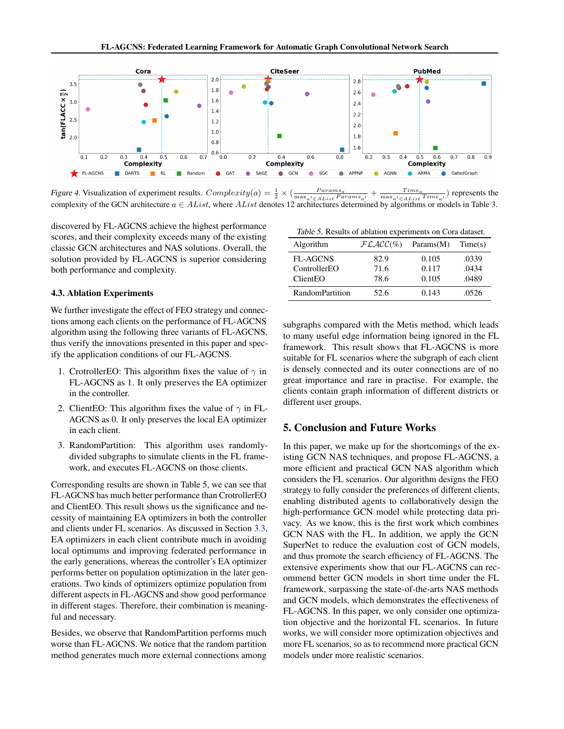*Figure 4.* Visualization of experiment results. $Complexity(a) = \frac{1}{2} \times (\frac{Params_a}{\max_{a' \in AList} Params_{a'}} + \frac{Time_a}{\max_{a' \in AList} Time_{a'}})$ represents the complexity of the GCN architecture $a \in AList$, where $AList$ denotes 12 architectures determined by algorithms or models in Table 3.

discovered by FL-AGCNS achieve the highest performance scores, and their complexity exceeds many of the existing classic GCN architectures and NAS solutions. Overall, the solution provided by FL-AGCNS is superior considering both performance and complexity.

### 4.3. Ablation Experiments

We further investigate the effect of FEO strategy and connections among each clients on the performance of FL-AGCNS algorithm using the following three variants of FL-AGCNS, thus verify the innovations presented in this paper and specify the application conditions of our FL-AGCNS.

1. CrotrollerEO: This algorithm fixes the value of $\gamma$ in FL-AGCNS as 1. It only preserves the EA optimizer in the controller.
2. ClientEO: This algorithm fixes the value of $\gamma$ in FL-AGCNS as 0. It only preserves the local EA optimizer in each client.
3. RandomPartition: This algorithm uses randomly-divided subgraphs to simulate clients in the FL framework, and executes FL-AGCNS on those clients.

Corresponding results are shown in Table 5, we can see that FL-AGCNS has much better performance than CrotrollerEO and ClientEO. This result shows us the significance and necessity of maintaining EA optimizers in both the controller and clients under FL scenarios. As discussed in Section 3.3, EA optimizers in each client contribute much in avoiding local optimums and improving federated performance in the early generations, whereas the controller's EA optimizer performs better on population optimization in the later generations. Two kinds of optimizers optimize population from different aspects in FL-AGCNS and show good performance in different stages. Therefore, their combination is meaningful and necessary.

Besides, we observe that RandomPartition performs much worse than FL-AGCNS. We notice that the random partition method generates much more external connections among subgraphs compared with the Metis method, which leads to many useful edge information being ignored in the FL framework. This result shows that FL-AGCNS is more suitable for FL scenarios where the subgraph of each client is densely connected and its outer connections are of no great importance and rare in practise. For example, the clients contain graph information of different districts or different user groups.

*Table 5.* Results of ablation experiments on Cora dataset.

| Algorithm | $\mathcal{FLACC}(\%)$ | Params(M) | Time(s) |
|---|---|---|---|
| FL-AGCNS | 82.9 | 0.105 | .0339 |
| ControllerEO | 71.6 | 0.117 | .0434 |
| ClientEO | 78.6 | 0.105 | .0489 |
| RandomPartition | 52.6 | 0.143 | .0526 |

## 5. Conclusion and Future Works

In this paper, we make up for the shortcomings of the existing GCN NAS techniques, and propose FL-AGCNS, a more efficient and practical GCN NAS algorithm which considers the FL scenarios. Our algorithm designs the FEO strategy to fully consider the preferences of different clients, enabling distributed agents to collaboratively design the high-performance GCN model while protecting data privacy. As we know, this is the first work which combines GCN NAS with the FL. In addition, we apply the GCN SuperNet to reduce the evaluation cost of GCN models, and thus promote the search efficiency of FL-AGCNS. The extensive experiments show that our FL-AGCNS can recommend better GCN models in short time under the FL framework, surpassing the state-of-the-arts NAS methods and GCN models, which demonstrates the effectiveness of FL-AGCNS. In this paper, we only consider one optimization objective and the horizontal FL scenarios. In future works, we will consider more optimization objectives and more FL scenarios, so as to recommend more practical GCN models under more realistic scenarios.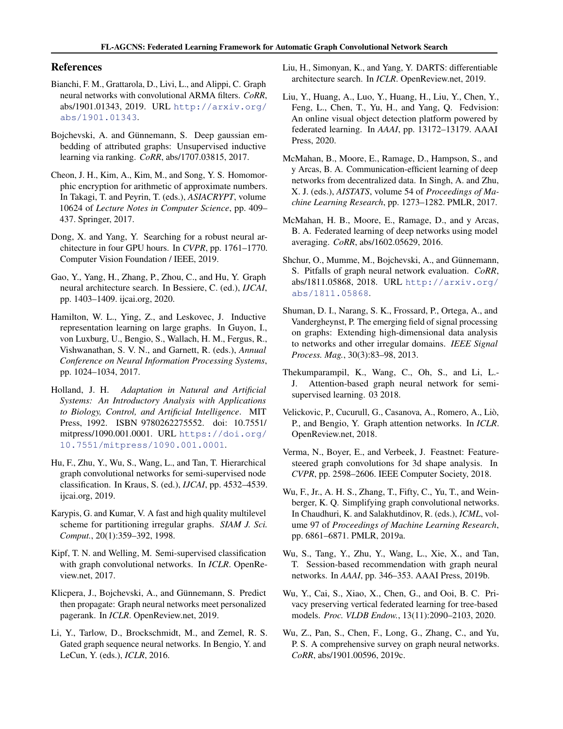## References

Bianchi, F. M., Grattarola, D., Livi, L., and Alippi, C. Graph neural networks with convolutional ARMA filters. *CoRR*, abs/1901.01343, 2019. URL http://arxiv.org/abs/1901.01343.

Bojchevski, A. and Günnemann, S. Deep gaussian embedding of attributed graphs: Unsupervised inductive learning via ranking. *CoRR*, abs/1707.03815, 2017.

Cheon, J. H., Kim, A., Kim, M., and Song, Y. S. Homomorphic encryption for arithmetic of approximate numbers. In Takagi, T. and Peyrin, T. (eds.), *ASIACRYPT*, volume 10624 of *Lecture Notes in Computer Science*, pp. 409–437. Springer, 2017.

Dong, X. and Yang, Y. Searching for a robust neural architecture in four GPU hours. In *CVPR*, pp. 1761–1770. Computer Vision Foundation / IEEE, 2019.

Gao, Y., Yang, H., Zhang, P., Zhou, C., and Hu, Y. Graph neural architecture search. In Bessiere, C. (ed.), *IJCAI*, pp. 1403–1409. ijcai.org, 2020.

Hamilton, W. L., Ying, Z., and Leskovec, J. Inductive representation learning on large graphs. In Guyon, I., von Luxburg, U., Bengio, S., Wallach, H. M., Fergus, R., Vishwanathan, S. V. N., and Garnett, R. (eds.), *Annual Conference on Neural Information Processing Systems*, pp. 1024–1034, 2017.

Holland, J. H. *Adaptation in Natural and Artificial Systems: An Introductory Analysis with Applications to Biology, Control, and Artificial Intelligence*. MIT Press, 1992. ISBN 9780262275552. doi: 10.7551/mitpress/1090.001.0001. URL https://doi.org/10.7551/mitpress/1090.001.0001.

Hu, F., Zhu, Y., Wu, S., Wang, L., and Tan, T. Hierarchical graph convolutional networks for semi-supervised node classification. In Kraus, S. (ed.), *IJCAI*, pp. 4532–4539. ijcai.org, 2019.

Karypis, G. and Kumar, V. A fast and high quality multilevel scheme for partitioning irregular graphs. *SIAM J. Sci. Comput.*, 20(1):359–392, 1998.

Kipf, T. N. and Welling, M. Semi-supervised classification with graph convolutional networks. In *ICLR*. OpenReview.net, 2017.

Klicpera, J., Bojchevski, A., and Günnemann, S. Predict then propagate: Graph neural networks meet personalized pagerank. In *ICLR*. OpenReview.net, 2019.

Li, Y., Tarlow, D., Brockschmidt, M., and Zemel, R. S. Gated graph sequence neural networks. In Bengio, Y. and LeCun, Y. (eds.), *ICLR*, 2016.

Liu, H., Simonyan, K., and Yang, Y. DARTS: differentiable architecture search. In *ICLR*. OpenReview.net, 2019.

Liu, Y., Huang, A., Luo, Y., Huang, H., Liu, Y., Chen, Y., Feng, L., Chen, T., Yu, H., and Yang, Q. Fedvision: An online visual object detection platform powered by federated learning. In *AAAI*, pp. 13172–13179. AAAI Press, 2020.

McMahan, B., Moore, E., Ramage, D., Hampson, S., and y Arcas, B. A. Communication-efficient learning of deep networks from decentralized data. In Singh, A. and Zhu, X. J. (eds.), *AISTATS*, volume 54 of *Proceedings of Machine Learning Research*, pp. 1273–1282. PMLR, 2017.

McMahan, H. B., Moore, E., Ramage, D., and y Arcas, B. A. Federated learning of deep networks using model averaging. *CoRR*, abs/1602.05629, 2016.

Shchur, O., Mumme, M., Bojchevski, A., and Günnemann, S. Pitfalls of graph neural network evaluation. *CoRR*, abs/1811.05868, 2018. URL http://arxiv.org/abs/1811.05868.

Shuman, D. I., Narang, S. K., Frossard, P., Ortega, A., and Vandergheynst, P. The emerging field of signal processing on graphs: Extending high-dimensional data analysis to networks and other irregular domains. *IEEE Signal Process. Mag.*, 30(3):83–98, 2013.

Thekumparampil, K., Wang, C., Oh, S., and Li, L.-J. Attention-based graph neural network for semi-supervised learning. 03 2018.

Velickovic, P., Cucurull, G., Casanova, A., Romero, A., Liò, P., and Bengio, Y. Graph attention networks. In *ICLR*. OpenReview.net, 2018.

Verma, N., Boyer, E., and Verbeek, J. Feastnet: Feature-steered graph convolutions for 3d shape analysis. In *CVPR*, pp. 2598–2606. IEEE Computer Society, 2018.

Wu, F., Jr., A. H. S., Zhang, T., Fifty, C., Yu, T., and Weinberger, K. Q. Simplifying graph convolutional networks. In Chaudhuri, K. and Salakhutdinov, R. (eds.), *ICML*, volume 97 of *Proceedings of Machine Learning Research*, pp. 6861–6871. PMLR, 2019a.

Wu, S., Tang, Y., Zhu, Y., Wang, L., Xie, X., and Tan, T. Session-based recommendation with graph neural networks. In *AAAI*, pp. 346–353. AAAI Press, 2019b.

Wu, Y., Cai, S., Xiao, X., Chen, G., and Ooi, B. C. Privacy preserving vertical federated learning for tree-based models. *Proc. VLDB Endow.*, 13(11):2090–2103, 2020.

Wu, Z., Pan, S., Chen, F., Long, G., Zhang, C., and Yu, P. S. A comprehensive survey on graph neural networks. *CoRR*, abs/1901.00596, 2019c.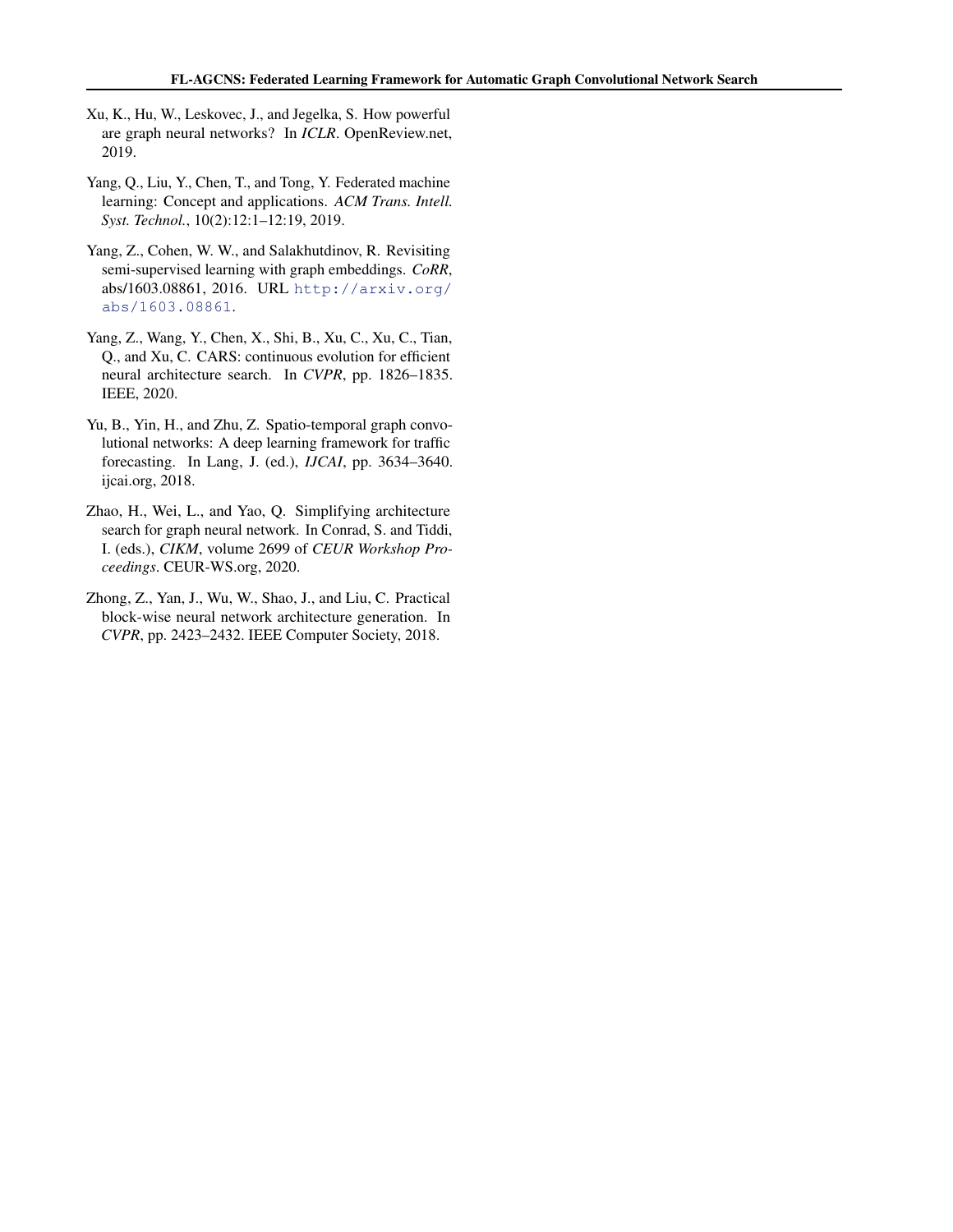Xu, K., Hu, W., Leskovec, J., and Jegelka, S. How powerful are graph neural networks? In *ICLR*. OpenReview.net, 2019.

Yang, Q., Liu, Y., Chen, T., and Tong, Y. Federated machine learning: Concept and applications. *ACM Trans. Intell. Syst. Technol.*, 10(2):12:1–12:19, 2019.

Yang, Z., Cohen, W. W., and Salakhutdinov, R. Revisiting semi-supervised learning with graph embeddings. *CoRR*, abs/1603.08861, 2016. URL http://arxiv.org/abs/1603.08861.

Yang, Z., Wang, Y., Chen, X., Shi, B., Xu, C., Xu, C., Tian, Q., and Xu, C. CARS: continuous evolution for efficient neural architecture search. In *CVPR*, pp. 1826–1835. IEEE, 2020.

Yu, B., Yin, H., and Zhu, Z. Spatio-temporal graph convolutional networks: A deep learning framework for traffic forecasting. In Lang, J. (ed.), *IJCAI*, pp. 3634–3640. ijcai.org, 2018.

Zhao, H., Wei, L., and Yao, Q. Simplifying architecture search for graph neural network. In Conrad, S. and Tiddi, I. (eds.), *CIKM*, volume 2699 of *CEUR Workshop Proceedings*. CEUR-WS.org, 2020.

Zhong, Z., Yan, J., Wu, W., Shao, J., and Liu, C. Practical block-wise neural network architecture generation. In *CVPR*, pp. 2423–2432. IEEE Computer Society, 2018.